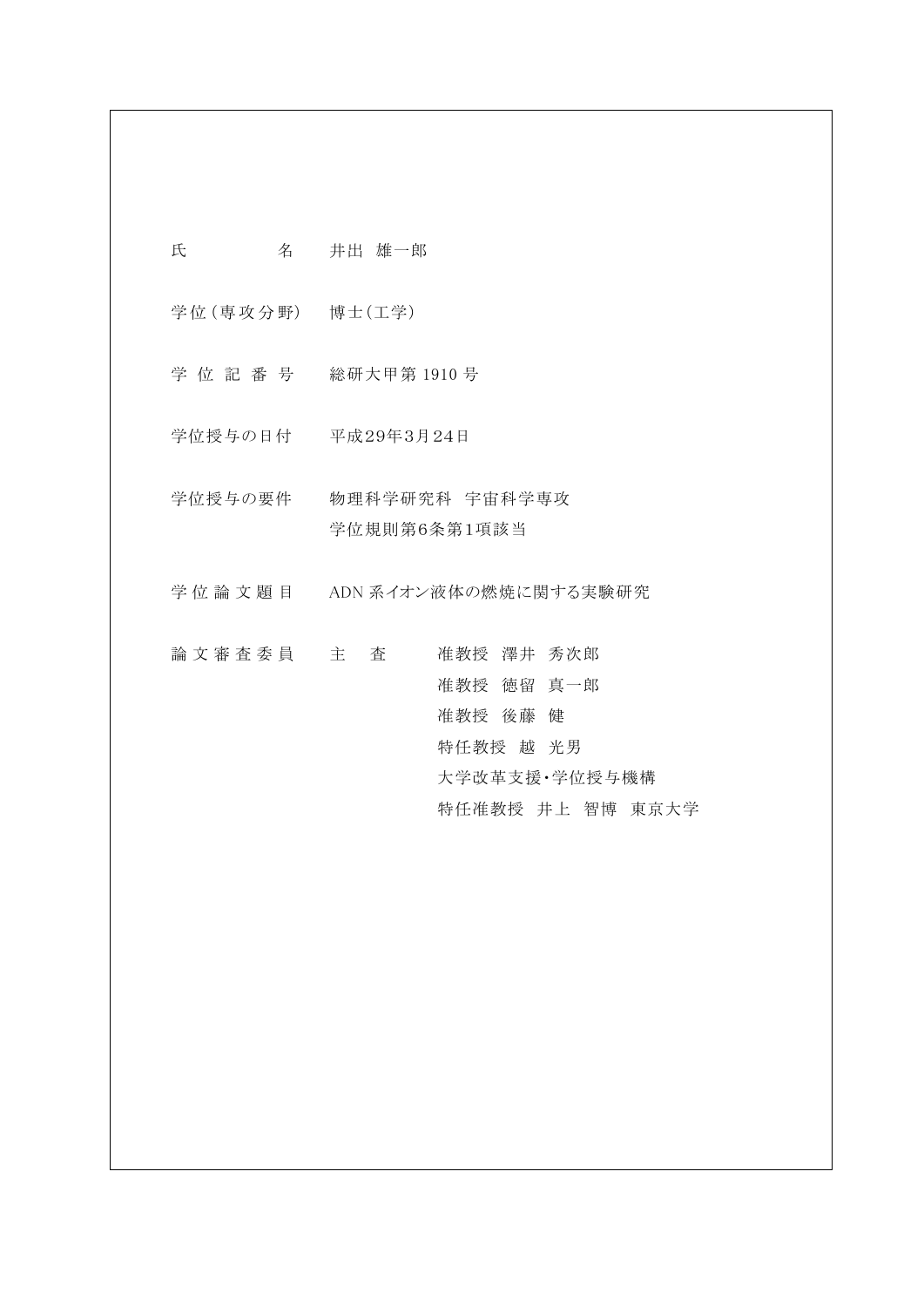| | |
|---|---|
| 氏　　　　名 | 井出　雄一郎 |
| 学位（専攻分野） | 博士（工学） |
| 学 位 記 番 号 | 総研大甲第 1910 号 |
| 学位授与の日付 | 平成29年3月24日 |
| 学位授与の要件 | 物理科学研究科　宇宙科学専攻<br>学位規則第6条第1項該当 |
| 学 位 論 文 題 目 | ADN 系イオン液体の燃焼に関する実験研究 |
| 論 文 審 査 委 員 | 主　査　　准教授　澤井　秀次郎<br>准教授　徳留　真一郎<br>准教授　後藤　健<br>特任教授　越　光男<br>大学改革支援・学位授与機構<br>特任准教授　井上　智博　東京大学 |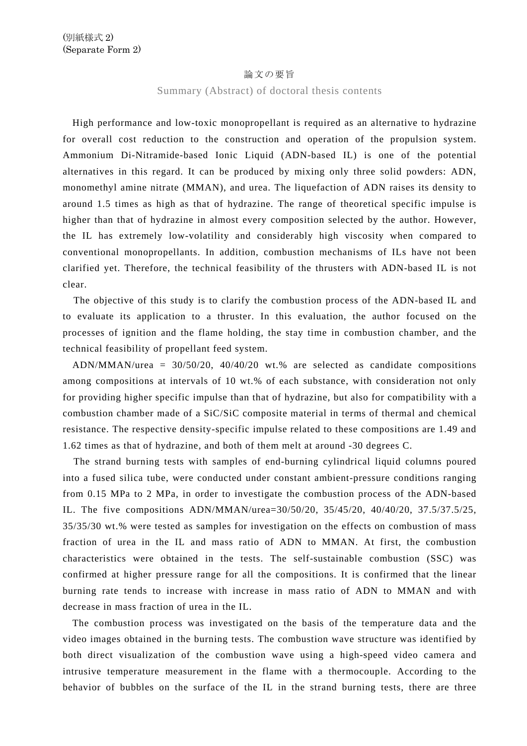(別紙様式 2)
(Separate Form 2)

# 論文の要旨

## Summary (Abstract) of doctoral thesis contents

High performance and low-toxic monopropellant is required as an alternative to hydrazine for overall cost reduction to the construction and operation of the propulsion system. Ammonium Di-Nitramide-based Ionic Liquid (ADN-based IL) is one of the potential alternatives in this regard. It can be produced by mixing only three solid powders: ADN, monomethyl amine nitrate (MMAN), and urea. The liquefaction of ADN raises its density to around 1.5 times as high as that of hydrazine. The range of theoretical specific impulse is higher than that of hydrazine in almost every composition selected by the author. However, the IL has extremely low-volatility and considerably high viscosity when compared to conventional monopropellants. In addition, combustion mechanisms of ILs have not been clarified yet. Therefore, the technical feasibility of the thrusters with ADN-based IL is not clear.

The objective of this study is to clarify the combustion process of the ADN-based IL and to evaluate its application to a thruster. In this evaluation, the author focused on the processes of ignition and the flame holding, the stay time in combustion chamber, and the technical feasibility of propellant feed system.

ADN/MMAN/urea = 30/50/20, 40/40/20 wt.% are selected as candidate compositions among compositions at intervals of 10 wt.% of each substance, with consideration not only for providing higher specific impulse than that of hydrazine, but also for compatibility with a combustion chamber made of a SiC/SiC composite material in terms of thermal and chemical resistance. The respective density-specific impulse related to these compositions are 1.49 and 1.62 times as that of hydrazine, and both of them melt at around -30 degrees C.

The strand burning tests with samples of end-burning cylindrical liquid columns poured into a fused silica tube, were conducted under constant ambient-pressure conditions ranging from 0.15 MPa to 2 MPa, in order to investigate the combustion process of the ADN-based IL. The five compositions ADN/MMAN/urea=30/50/20, 35/45/20, 40/40/20, 37.5/37.5/25, 35/35/30 wt.% were tested as samples for investigation on the effects on combustion of mass fraction of urea in the IL and mass ratio of ADN to MMAN. At first, the combustion characteristics were obtained in the tests. The self-sustainable combustion (SSC) was confirmed at higher pressure range for all the compositions. It is confirmed that the linear burning rate tends to increase with increase in mass ratio of ADN to MMAN and with decrease in mass fraction of urea in the IL.

The combustion process was investigated on the basis of the temperature data and the video images obtained in the burning tests. The combustion wave structure was identified by both direct visualization of the combustion wave using a high-speed video camera and intrusive temperature measurement in the flame with a thermocouple. According to the behavior of bubbles on the surface of the IL in the strand burning tests, there are three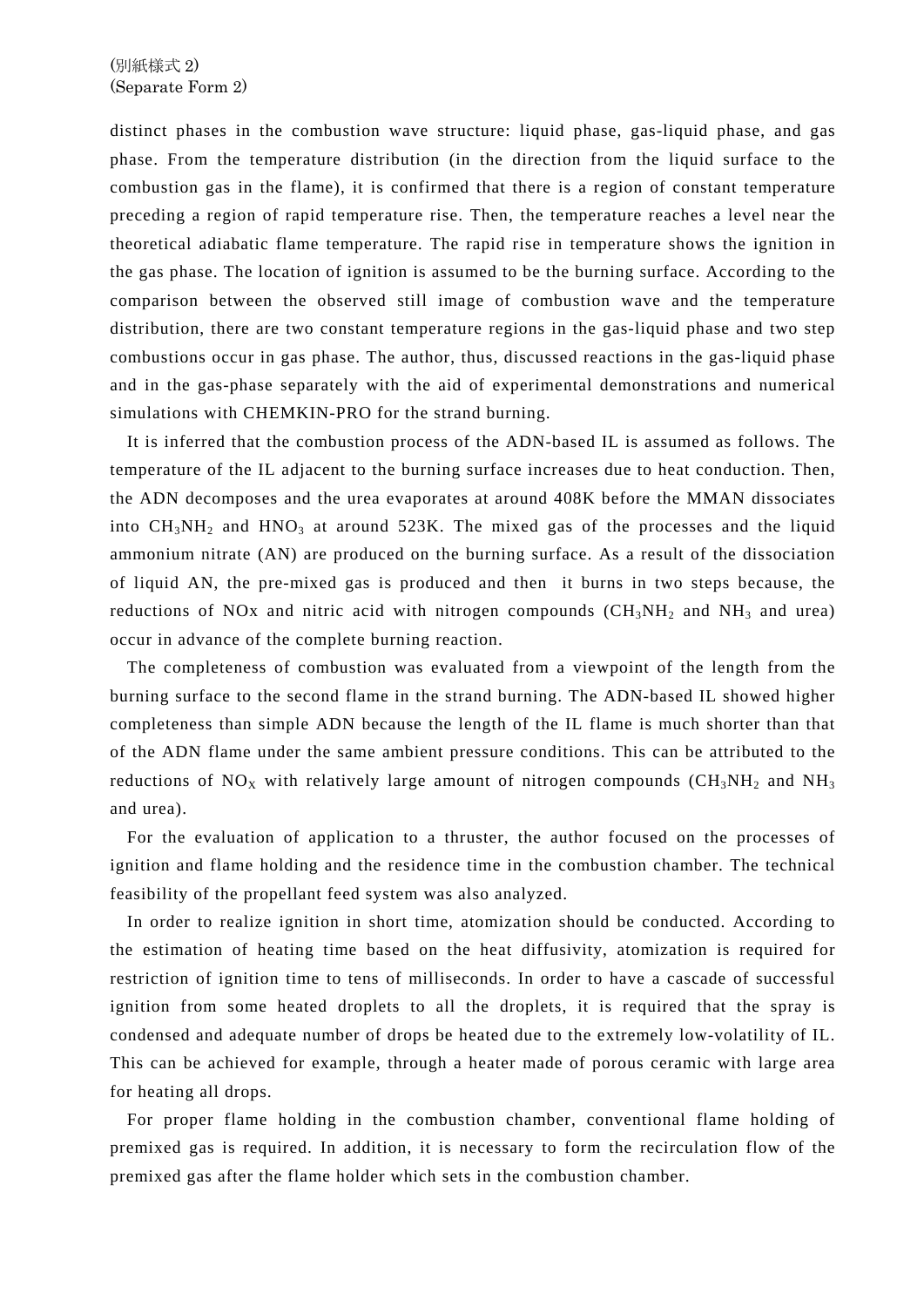distinct phases in the combustion wave structure: liquid phase, gas-liquid phase, and gas phase. From the temperature distribution (in the direction from the liquid surface to the combustion gas in the flame), it is confirmed that there is a region of constant temperature preceding a region of rapid temperature rise. Then, the temperature reaches a level near the theoretical adiabatic flame temperature. The rapid rise in temperature shows the ignition in the gas phase. The location of ignition is assumed to be the burning surface. According to the comparison between the observed still image of combustion wave and the temperature distribution, there are two constant temperature regions in the gas-liquid phase and two step combustions occur in gas phase. The author, thus, discussed reactions in the gas-liquid phase and in the gas-phase separately with the aid of experimental demonstrations and numerical simulations with CHEMKIN-PRO for the strand burning.

It is inferred that the combustion process of the ADN-based IL is assumed as follows. The temperature of the IL adjacent to the burning surface increases due to heat conduction. Then, the ADN decomposes and the urea evaporates at around 408K before the MMAN dissociates into $CH_3NH_2$ and $HNO_3$ at around 523K. The mixed gas of the processes and the liquid ammonium nitrate (AN) are produced on the burning surface. As a result of the dissociation of liquid AN, the pre-mixed gas is produced and then it burns in two steps because, the reductions of NOx and nitric acid with nitrogen compounds ($CH_3NH_2$ and $NH_3$ and urea) occur in advance of the complete burning reaction.

The completeness of combustion was evaluated from a viewpoint of the length from the burning surface to the second flame in the strand burning. The ADN-based IL showed higher completeness than simple ADN because the length of the IL flame is much shorter than that of the ADN flame under the same ambient pressure conditions. This can be attributed to the reductions of $NO_X$ with relatively large amount of nitrogen compounds ($CH_3NH_2$ and $NH_3$ and urea).

For the evaluation of application to a thruster, the author focused on the processes of ignition and flame holding and the residence time in the combustion chamber. The technical feasibility of the propellant feed system was also analyzed.

In order to realize ignition in short time, atomization should be conducted. According to the estimation of heating time based on the heat diffusivity, atomization is required for restriction of ignition time to tens of milliseconds. In order to have a cascade of successful ignition from some heated droplets to all the droplets, it is required that the spray is condensed and adequate number of drops be heated due to the extremely low-volatility of IL. This can be achieved for example, through a heater made of porous ceramic with large area for heating all drops.

For proper flame holding in the combustion chamber, conventional flame holding of premixed gas is required. In addition, it is necessary to form the recirculation flow of the premixed gas after the flame holder which sets in the combustion chamber.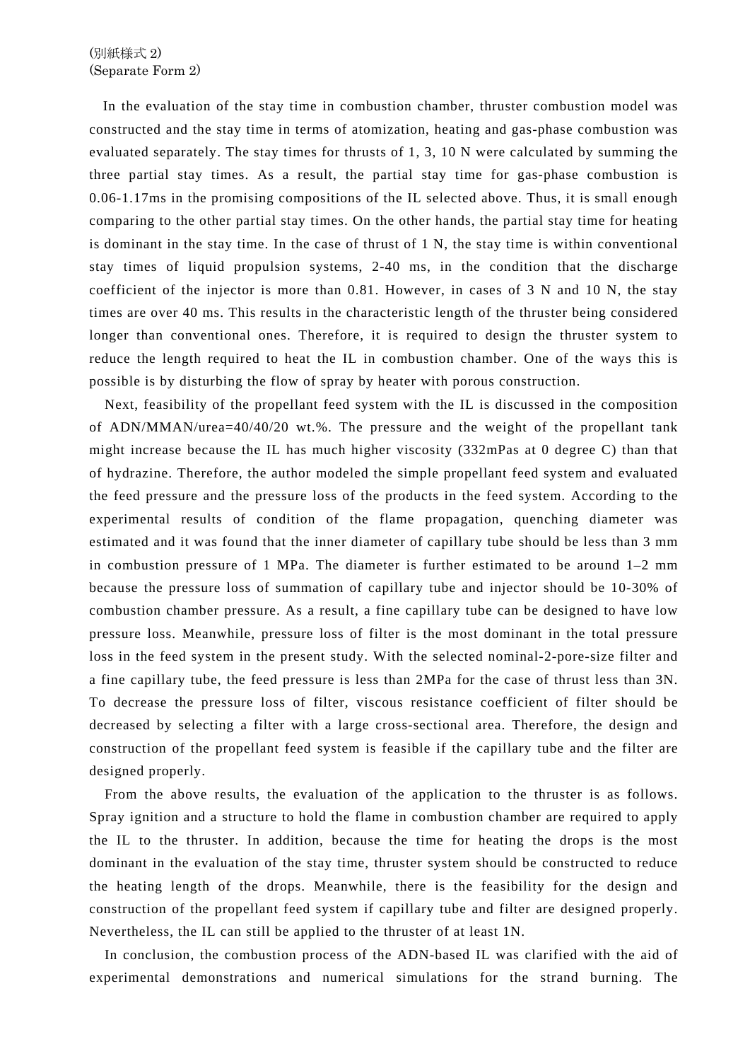(別紙様式 2)
(Separate Form 2)

In the evaluation of the stay time in combustion chamber, thruster combustion model was constructed and the stay time in terms of atomization, heating and gas-phase combustion was evaluated separately. The stay times for thrusts of 1, 3, 10 N were calculated by summing the three partial stay times. As a result, the partial stay time for gas-phase combustion is 0.06-1.17ms in the promising compositions of the IL selected above. Thus, it is small enough comparing to the other partial stay times. On the other hands, the partial stay time for heating is dominant in the stay time. In the case of thrust of 1 N, the stay time is within conventional stay times of liquid propulsion systems, 2-40 ms, in the condition that the discharge coefficient of the injector is more than 0.81. However, in cases of 3 N and 10 N, the stay times are over 40 ms. This results in the characteristic length of the thruster being considered longer than conventional ones. Therefore, it is required to design the thruster system to reduce the length required to heat the IL in combustion chamber. One of the ways this is possible is by disturbing the flow of spray by heater with porous construction.

Next, feasibility of the propellant feed system with the IL is discussed in the composition of ADN/MMAN/urea=40/40/20 wt.%. The pressure and the weight of the propellant tank might increase because the IL has much higher viscosity (332mPas at 0 degree C) than that of hydrazine. Therefore, the author modeled the simple propellant feed system and evaluated the feed pressure and the pressure loss of the products in the feed system. According to the experimental results of condition of the flame propagation, quenching diameter was estimated and it was found that the inner diameter of capillary tube should be less than 3 mm in combustion pressure of 1 MPa. The diameter is further estimated to be around 1–2 mm because the pressure loss of summation of capillary tube and injector should be 10-30% of combustion chamber pressure. As a result, a fine capillary tube can be designed to have low pressure loss. Meanwhile, pressure loss of filter is the most dominant in the total pressure loss in the feed system in the present study. With the selected nominal-2-pore-size filter and a fine capillary tube, the feed pressure is less than 2MPa for the case of thrust less than 3N. To decrease the pressure loss of filter, viscous resistance coefficient of filter should be decreased by selecting a filter with a large cross-sectional area. Therefore, the design and construction of the propellant feed system is feasible if the capillary tube and the filter are designed properly.

From the above results, the evaluation of the application to the thruster is as follows. Spray ignition and a structure to hold the flame in combustion chamber are required to apply the IL to the thruster. In addition, because the time for heating the drops is the most dominant in the evaluation of the stay time, thruster system should be constructed to reduce the heating length of the drops. Meanwhile, there is the feasibility for the design and construction of the propellant feed system if capillary tube and filter are designed properly. Nevertheless, the IL can still be applied to the thruster of at least 1N.

In conclusion, the combustion process of the ADN-based IL was clarified with the aid of experimental demonstrations and numerical simulations for the strand burning. The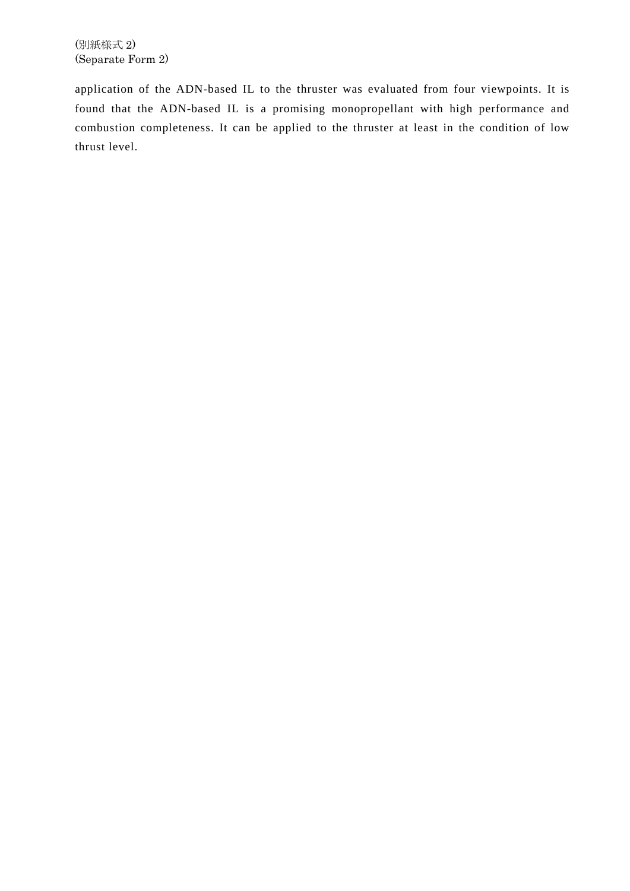application of the ADN-based IL to the thruster was evaluated from four viewpoints. It is found that the ADN-based IL is a promising monopropellant with high performance and combustion completeness. It can be applied to the thruster at least in the condition of low thrust level.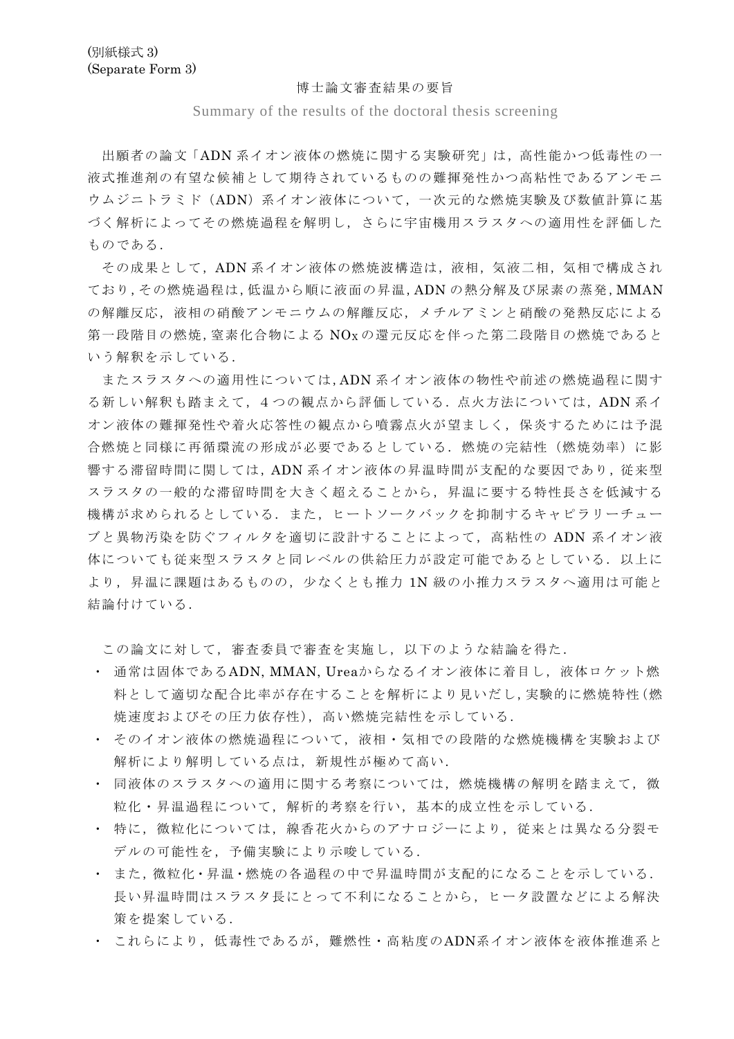(別紙様式 3)
(Separate Form 3)

## 博士論文審査結果の要旨

Summary of the results of the doctoral thesis screening

出願者の論文「ADN 系イオン液体の燃焼に関する実験研究」は，高性能かつ低毒性の一液式推進剤の有望な候補として期待されているものの難揮発性かつ高粘性であるアンモニウムジニトラミド（ADN）系イオン液体について，一次元的な燃焼実験及び数値計算に基づく解析によってその燃焼過程を解明し，さらに宇宙機用スラスタへの適用性を評価したものである．

その成果として，ADN 系イオン液体の燃焼波構造は，液相，気液二相，気相で構成されており，その燃焼過程は，低温から順に液面の昇温，ADN の熱分解及び尿素の蒸発，MMAN の解離反応，液相の硝酸アンモニウムの解離反応，メチルアミンと硝酸の発熱反応による第一段階目の燃焼，窒素化合物による $NO_X$ の還元反応を伴った第二段階目の燃焼であるという解釈を示している．

またスラスタへの適用性については，ADN 系イオン液体の物性や前述の燃焼過程に関する新しい解釈も踏まえて，4 つの観点から評価している．点火方法については，ADN 系イオン液体の難揮発性や着火応答性の観点から噴霧点火が望ましく，保炎するためには予混合燃焼と同様に再循環流の形成が必要であるとしている．燃焼の完結性（燃焼効率）に影響する滞留時間に関しては，ADN 系イオン液体の昇温時間が支配的な要因であり，従来型スラスタの一般的な滞留時間を大きく超えることから，昇温に要する特性長さを低減する機構が求められるとしている．また，ヒートソークバックを抑制するキャピラリーチューブと異物汚染を防ぐフィルタを適切に設計することによって，高粘性の ADN 系イオン液体についても従来型スラスタと同レベルの供給圧力が設定可能であるとしている．以上により，昇温に課題はあるものの，少なくとも推力 1N 級の小推力スラスタへ適用は可能と結論付けている．

この論文に対して，審査委員で審査を実施し，以下のような結論を得た．

- 通常は固体であるADN, MMAN, Ureaからなるイオン液体に着目し，液体ロケット燃料として適切な配合比率が存在することを解析により見いだし，実験的に燃焼特性（燃焼速度およびその圧力依存性），高い燃焼完結性を示している．
- そのイオン液体の燃焼過程について，液相・気相での段階的な燃焼機構を実験および解析により解明している点は，新規性が極めて高い．
- 同液体のスラスタへの適用に関する考察については，燃焼機構の解明を踏まえて，微粒化・昇温過程について，解析的考察を行い，基本的成立性を示している．
- 特に，微粒化については，線香花火からのアナロジーにより，従来とは異なる分裂モデルの可能性を，予備実験により示唆している．
- また，微粒化・昇温・燃焼の各過程の中で昇温時間が支配的になることを示している．長い昇温時間はスラスタ長にとって不利になることから，ヒータ設置などによる解決策を提案している．
- これらにより，低毒性であるが，難燃性・高粘度のADN系イオン液体を液体推進系と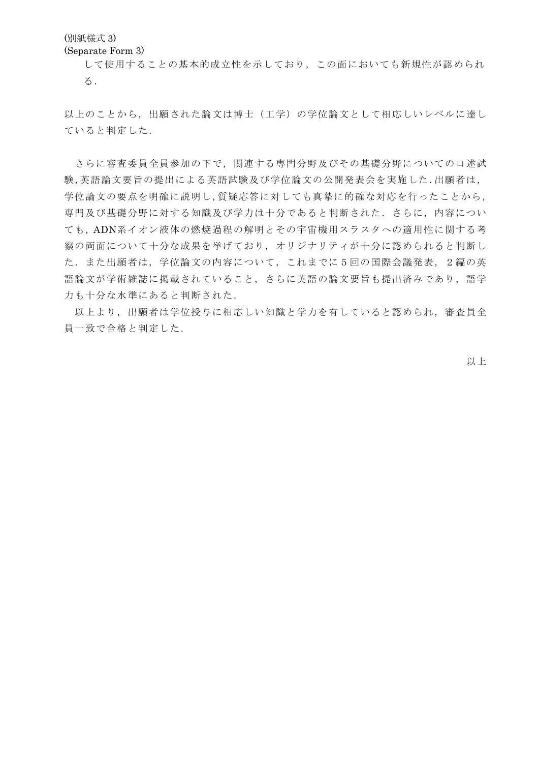(別紙様式 3)
(Separate Form 3)

して使用することの基本的成立性を示しており，この面においても新規性が認められる．

以上のことから，出願された論文は博士（工学）の学位論文として相応しいレベルに達していると判定した．

さらに審査委員全員参加の下で，関連する専門分野及びその基礎分野についての口述試験,英語論文要旨の提出による英語試験及び学位論文の公開発表会を実施した.出願者は，学位論文の要点を明確に説明し,質疑応答に対しても真摯に的確な対応を行ったことから，専門及び基礎分野に対する知識及び学力は十分であると判断された．さらに，内容についても，ADN系イオン液体の燃焼過程の解明とその宇宙機用スラスタへの適用性に関する考察の両面について十分な成果を挙げており，オリジナリティが十分に認められると判断した．また出願者は，学位論文の内容について，これまでに5回の国際会議発表，2編の英語論文が学術雑誌に掲載されていること，さらに英語の論文要旨も提出済みであり，語学力も十分な水準にあると判断された．

以上より，出願者は学位授与に相応しい知識と学力を有していると認められ，審査員全員一致で合格と判定した．

以上